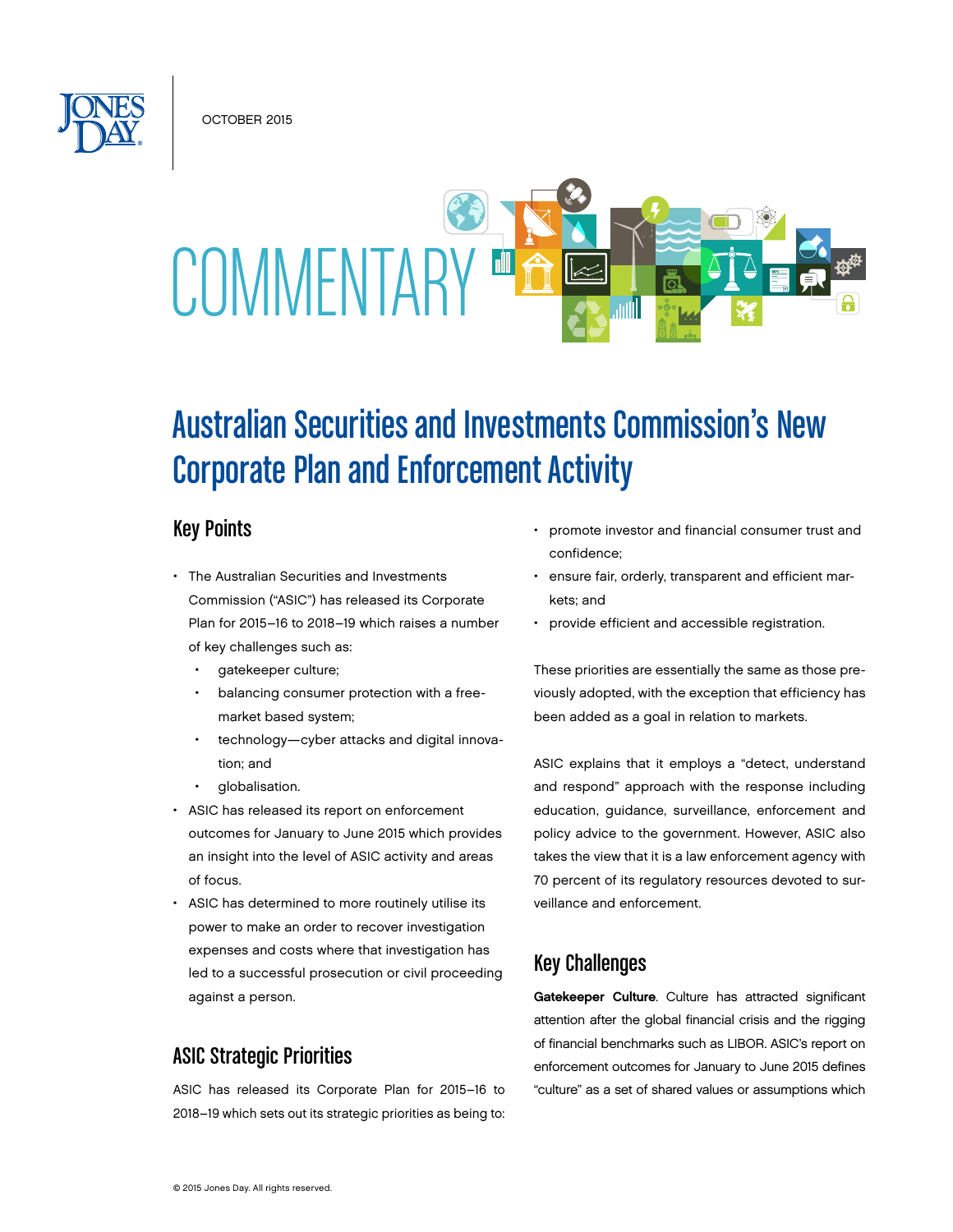OCTOBER 2015

COMMENTARY

# Australian Securities and Investments Commission's New Corporate Plan and Enforcement Activity

## Key Points

- The Australian Securities and Investments Commission ("ASIC") has released its Corporate Plan for 2015–16 to 2018–19 which raises a number of key challenges such as:
  - gatekeeper culture;
  - balancing consumer protection with a free-market based system;
  - technology—cyber attacks and digital innovation; and
  - globalisation.
- ASIC has released its report on enforcement outcomes for January to June 2015 which provides an insight into the level of ASIC activity and areas of focus.
- ASIC has determined to more routinely utilise its power to make an order to recover investigation expenses and costs where that investigation has led to a successful prosecution or civil proceeding against a person.

## ASIC Strategic Priorities

ASIC has released its Corporate Plan for 2015–16 to 2018–19 which sets out its strategic priorities as being to:

- promote investor and financial consumer trust and confidence;
- ensure fair, orderly, transparent and efficient markets; and
- provide efficient and accessible registration.

These priorities are essentially the same as those previously adopted, with the exception that efficiency has been added as a goal in relation to markets.

ASIC explains that it employs a "detect, understand and respond" approach with the response including education, guidance, surveillance, enforcement and policy advice to the government. However, ASIC also takes the view that it is a law enforcement agency with 70 percent of its regulatory resources devoted to surveillance and enforcement.

## Key Challenges

**Gatekeeper Culture**. Culture has attracted significant attention after the global financial crisis and the rigging of financial benchmarks such as LIBOR. ASIC's report on enforcement outcomes for January to June 2015 defines "culture" as a set of shared values or assumptions which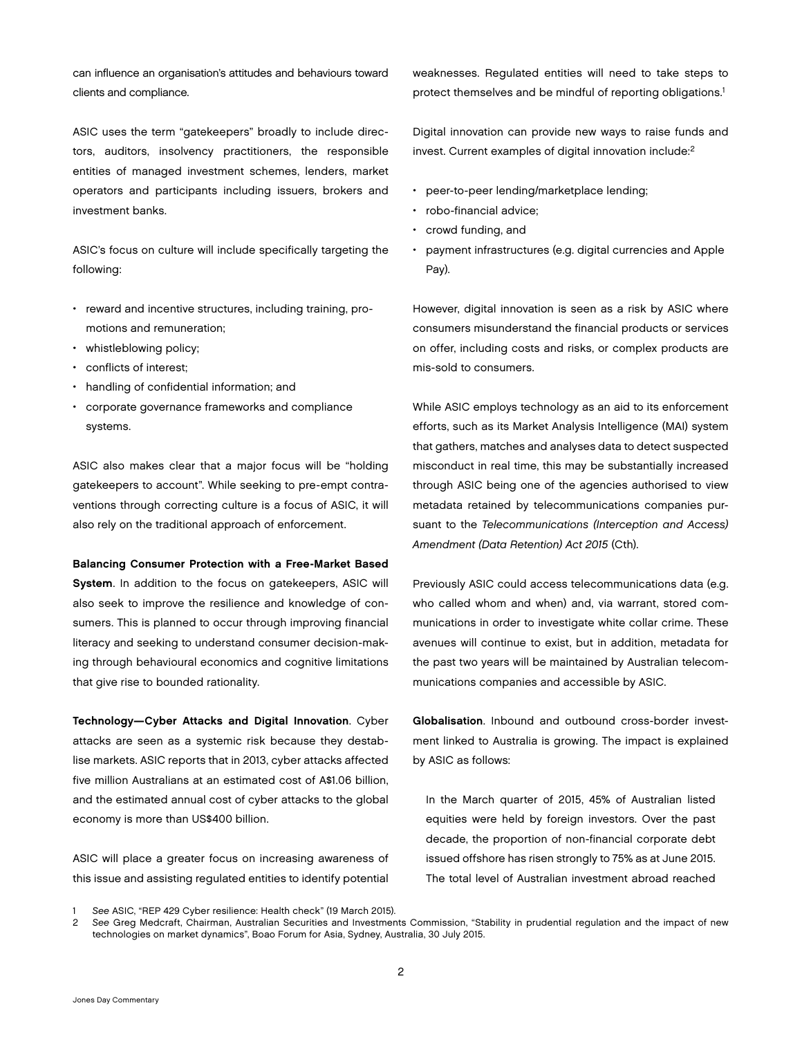can influence an organisation's attitudes and behaviours toward clients and compliance.

ASIC uses the term "gatekeepers" broadly to include directors, auditors, insolvency practitioners, the responsible entities of managed investment schemes, lenders, market operators and participants including issuers, brokers and investment banks.

ASIC's focus on culture will include specifically targeting the following:

- reward and incentive structures, including training, promotions and remuneration;
- whistleblowing policy;
- conflicts of interest;
- handling of confidential information; and
- corporate governance frameworks and compliance systems.

ASIC also makes clear that a major focus will be "holding gatekeepers to account". While seeking to pre-empt contraventions through correcting culture is a focus of ASIC, it will also rely on the traditional approach of enforcement.

**Balancing Consumer Protection with a Free-Market Based System**. In addition to the focus on gatekeepers, ASIC will also seek to improve the resilience and knowledge of consumers. This is planned to occur through improving financial literacy and seeking to understand consumer decision-making through behavioural economics and cognitive limitations that give rise to bounded rationality.

**Technology—Cyber Attacks and Digital Innovation**. Cyber attacks are seen as a systemic risk because they destablise markets. ASIC reports that in 2013, cyber attacks affected five million Australians at an estimated cost of A$1.06 billion, and the estimated annual cost of cyber attacks to the global economy is more than US$400 billion.

ASIC will place a greater focus on increasing awareness of this issue and assisting regulated entities to identify potential weaknesses. Regulated entities will need to take steps to protect themselves and be mindful of reporting obligations.[1]

Digital innovation can provide new ways to raise funds and invest. Current examples of digital innovation include:[2]

- peer-to-peer lending/marketplace lending;
- robo-financial advice;
- crowd funding, and
- payment infrastructures (e.g. digital currencies and Apple Pay).

However, digital innovation is seen as a risk by ASIC where consumers misunderstand the financial products or services on offer, including costs and risks, or complex products are mis-sold to consumers.

While ASIC employs technology as an aid to its enforcement efforts, such as its Market Analysis Intelligence (MAI) system that gathers, matches and analyses data to detect suspected misconduct in real time, this may be substantially increased through ASIC being one of the agencies authorised to view metadata retained by telecommunications companies pursuant to the *Telecommunications (Interception and Access) Amendment (Data Retention) Act 2015* (Cth).

Previously ASIC could access telecommunications data (e.g. who called whom and when) and, via warrant, stored communications in order to investigate white collar crime. These avenues will continue to exist, but in addition, metadata for the past two years will be maintained by Australian telecommunications companies and accessible by ASIC.

**Globalisation**. Inbound and outbound cross-border investment linked to Australia is growing. The impact is explained by ASIC as follows:

> In the March quarter of 2015, 45% of Australian listed equities were held by foreign investors. Over the past decade, the proportion of non-financial corporate debt issued offshore has risen strongly to 75% as at June 2015. The total level of Australian investment abroad reached

---

1 *See* ASIC, "REP 429 Cyber resilience: Health check" (19 March 2015).

2 *See* Greg Medcraft, Chairman, Australian Securities and Investments Commission, "Stability in prudential regulation and the impact of new technologies on market dynamics", Boao Forum for Asia, Sydney, Australia, 30 July 2015.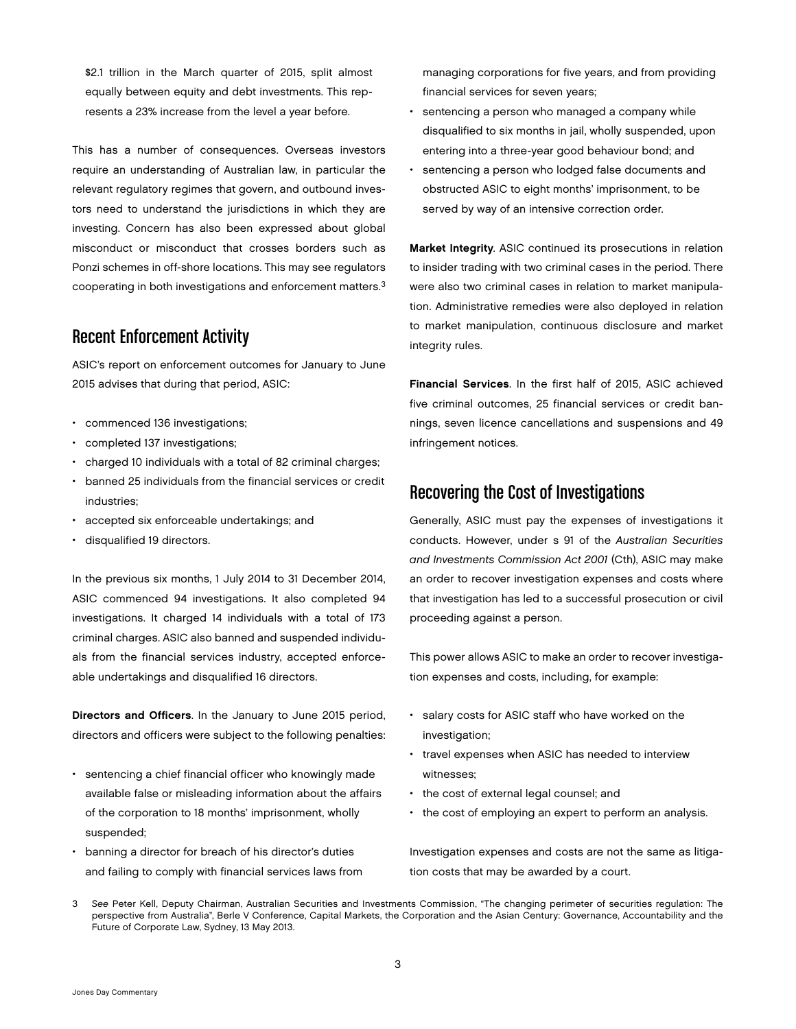$2.1 trillion in the March quarter of 2015, split almost equally between equity and debt investments. This represents a 23% increase from the level a year before.

This has a number of consequences. Overseas investors require an understanding of Australian law, in particular the relevant regulatory regimes that govern, and outbound investors need to understand the jurisdictions in which they are investing. Concern has also been expressed about global misconduct or misconduct that crosses borders such as Ponzi schemes in off-shore locations. This may see regulators cooperating in both investigations and enforcement matters.[3]

## Recent Enforcement Activity

ASIC's report on enforcement outcomes for January to June 2015 advises that during that period, ASIC:

- commenced 136 investigations;
- completed 137 investigations;
- charged 10 individuals with a total of 82 criminal charges;
- banned 25 individuals from the financial services or credit industries;
- accepted six enforceable undertakings; and
- disqualified 19 directors.

In the previous six months, 1 July 2014 to 31 December 2014, ASIC commenced 94 investigations. It also completed 94 investigations. It charged 14 individuals with a total of 173 criminal charges. ASIC also banned and suspended individuals from the financial services industry, accepted enforceable undertakings and disqualified 16 directors.

**Directors and Officers**. In the January to June 2015 period, directors and officers were subject to the following penalties:

- sentencing a chief financial officer who knowingly made available false or misleading information about the affairs of the corporation to 18 months' imprisonment, wholly suspended;
- banning a director for breach of his director's duties and failing to comply with financial services laws from managing corporations for five years, and from providing financial services for seven years;
- sentencing a person who managed a company while disqualified to six months in jail, wholly suspended, upon entering into a three-year good behaviour bond; and
- sentencing a person who lodged false documents and obstructed ASIC to eight months' imprisonment, to be served by way of an intensive correction order.

**Market Integrity**. ASIC continued its prosecutions in relation to insider trading with two criminal cases in the period. There were also two criminal cases in relation to market manipulation. Administrative remedies were also deployed in relation to market manipulation, continuous disclosure and market integrity rules.

**Financial Services**. In the first half of 2015, ASIC achieved five criminal outcomes, 25 financial services or credit bannings, seven licence cancellations and suspensions and 49 infringement notices.

## Recovering the Cost of Investigations

Generally, ASIC must pay the expenses of investigations it conducts. However, under s 91 of the *Australian Securities and Investments Commission Act 2001* (Cth), ASIC may make an order to recover investigation expenses and costs where that investigation has led to a successful prosecution or civil proceeding against a person.

This power allows ASIC to make an order to recover investigation expenses and costs, including, for example:

- salary costs for ASIC staff who have worked on the investigation;
- travel expenses when ASIC has needed to interview witnesses;
- the cost of external legal counsel; and
- the cost of employing an expert to perform an analysis.

Investigation expenses and costs are not the same as litigation costs that may be awarded by a court.

3 *See* Peter Kell, Deputy Chairman, Australian Securities and Investments Commission, "The changing perimeter of securities regulation: The perspective from Australia", Berle V Conference, Capital Markets, the Corporation and the Asian Century: Governance, Accountability and the Future of Corporate Law, Sydney, 13 May 2013.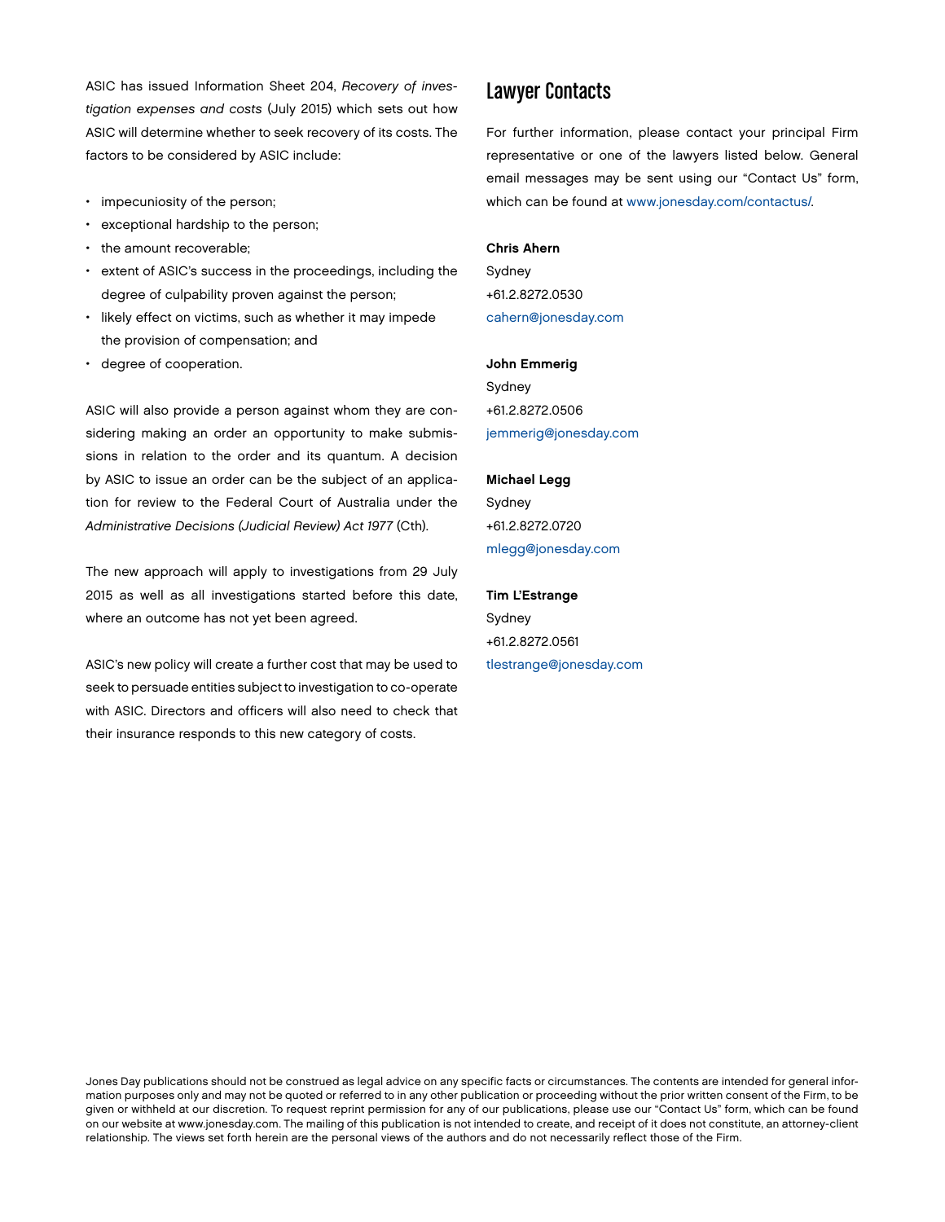ASIC has issued Information Sheet 204, *Recovery of investigation expenses and costs* (July 2015) which sets out how ASIC will determine whether to seek recovery of its costs. The factors to be considered by ASIC include:

- impecuniosity of the person;
- exceptional hardship to the person;
- the amount recoverable;
- extent of ASIC's success in the proceedings, including the degree of culpability proven against the person;
- likely effect on victims, such as whether it may impede the provision of compensation; and
- degree of cooperation.

ASIC will also provide a person against whom they are considering making an order an opportunity to make submissions in relation to the order and its quantum. A decision by ASIC to issue an order can be the subject of an application for review to the Federal Court of Australia under the *Administrative Decisions (Judicial Review) Act 1977* (Cth).

The new approach will apply to investigations from 29 July 2015 as well as all investigations started before this date, where an outcome has not yet been agreed.

ASIC's new policy will create a further cost that may be used to seek to persuade entities subject to investigation to co-operate with ASIC. Directors and officers will also need to check that their insurance responds to this new category of costs.

## Lawyer Contacts

For further information, please contact your principal Firm representative or one of the lawyers listed below. General email messages may be sent using our "Contact Us" form, which can be found at www.jonesday.com/contactus/.

**Chris Ahern**
Sydney
+61.2.8272.0530
cahern@jonesday.com

**John Emmerig**
Sydney
+61.2.8272.0506
jemmerig@jonesday.com

**Michael Legg**
Sydney
+61.2.8272.0720
mlegg@jonesday.com

**Tim L'Estrange**
Sydney
+61.2.8272.0561
tlestrange@jonesday.com

Jones Day publications should not be construed as legal advice on any specific facts or circumstances. The contents are intended for general information purposes only and may not be quoted or referred to in any other publication or proceeding without the prior written consent of the Firm, to be given or withheld at our discretion. To request reprint permission for any of our publications, please use our "Contact Us" form, which can be found on our website at www.jonesday.com. The mailing of this publication is not intended to create, and receipt of it does not constitute, an attorney-client relationship. The views set forth herein are the personal views of the authors and do not necessarily reflect those of the Firm.